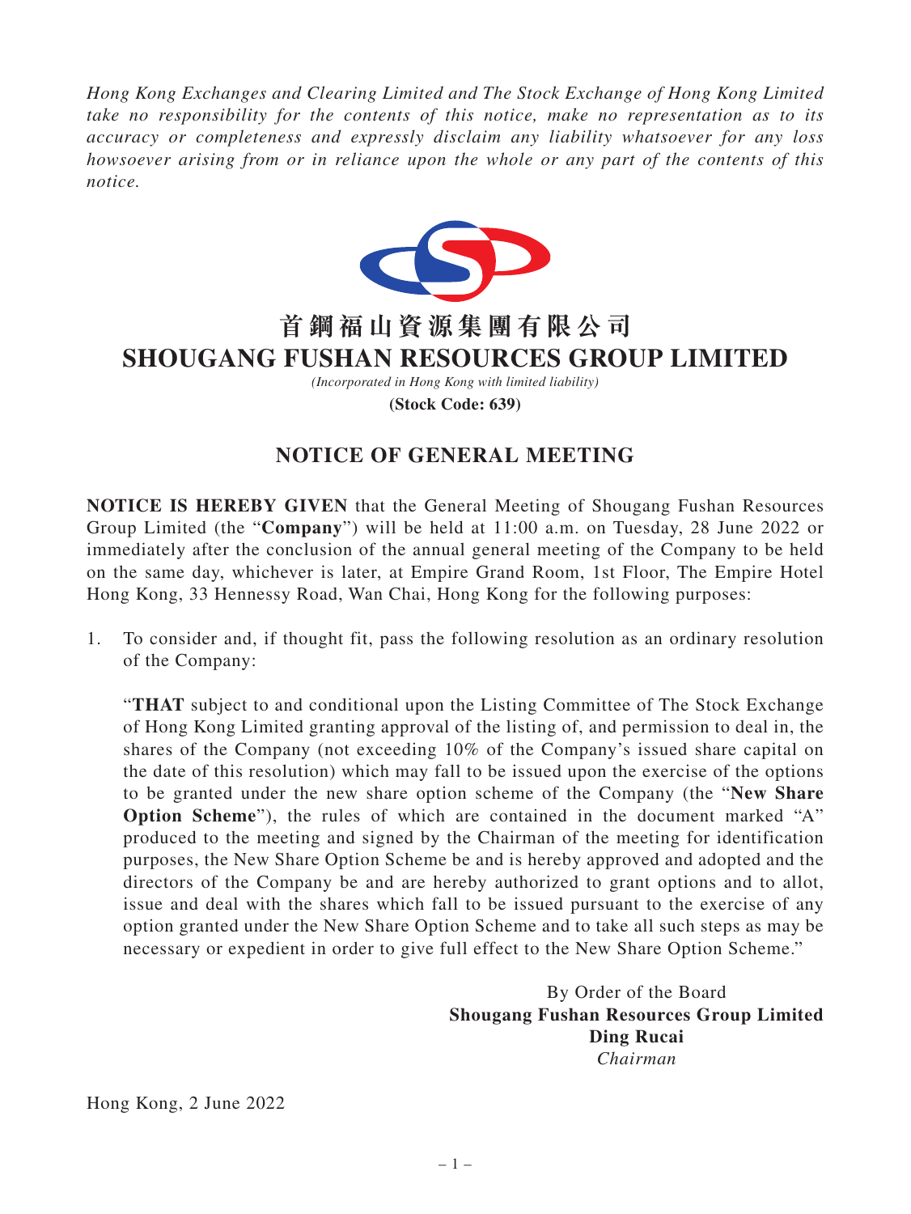*Hong Kong Exchanges and Clearing Limited and The Stock Exchange of Hong Kong Limited take no responsibility for the contents of this notice, make no representation as to its accuracy or completeness and expressly disclaim any liability whatsoever for any loss howsoever arising from or in reliance upon the whole or any part of the contents of this notice.*

# 首鋼福山資源集團有限公司
# SHOUGANG FUSHAN RESOURCES GROUP LIMITED

*(Incorporated in Hong Kong with limited liability)*

**(Stock Code: 639)**

## NOTICE OF GENERAL MEETING

**NOTICE IS HEREBY GIVEN** that the General Meeting of Shougang Fushan Resources Group Limited (the "**Company**") will be held at 11:00 a.m. on Tuesday, 28 June 2022 or immediately after the conclusion of the annual general meeting of the Company to be held on the same day, whichever is later, at Empire Grand Room, 1st Floor, The Empire Hotel Hong Kong, 33 Hennessy Road, Wan Chai, Hong Kong for the following purposes:

1. To consider and, if thought fit, pass the following resolution as an ordinary resolution of the Company:

   "**THAT** subject to and conditional upon the Listing Committee of The Stock Exchange of Hong Kong Limited granting approval of the listing of, and permission to deal in, the shares of the Company (not exceeding 10% of the Company's issued share capital on the date of this resolution) which may fall to be issued upon the exercise of the options to be granted under the new share option scheme of the Company (the "**New Share Option Scheme**"), the rules of which are contained in the document marked "A" produced to the meeting and signed by the Chairman of the meeting for identification purposes, the New Share Option Scheme be and is hereby approved and adopted and the directors of the Company be and are hereby authorized to grant options and to allot, issue and deal with the shares which fall to be issued pursuant to the exercise of any option granted under the New Share Option Scheme and to take all such steps as may be necessary or expedient in order to give full effect to the New Share Option Scheme."

By Order of the Board
**Shougang Fushan Resources Group Limited**
**Ding Rucai**
*Chairman*

Hong Kong, 2 June 2022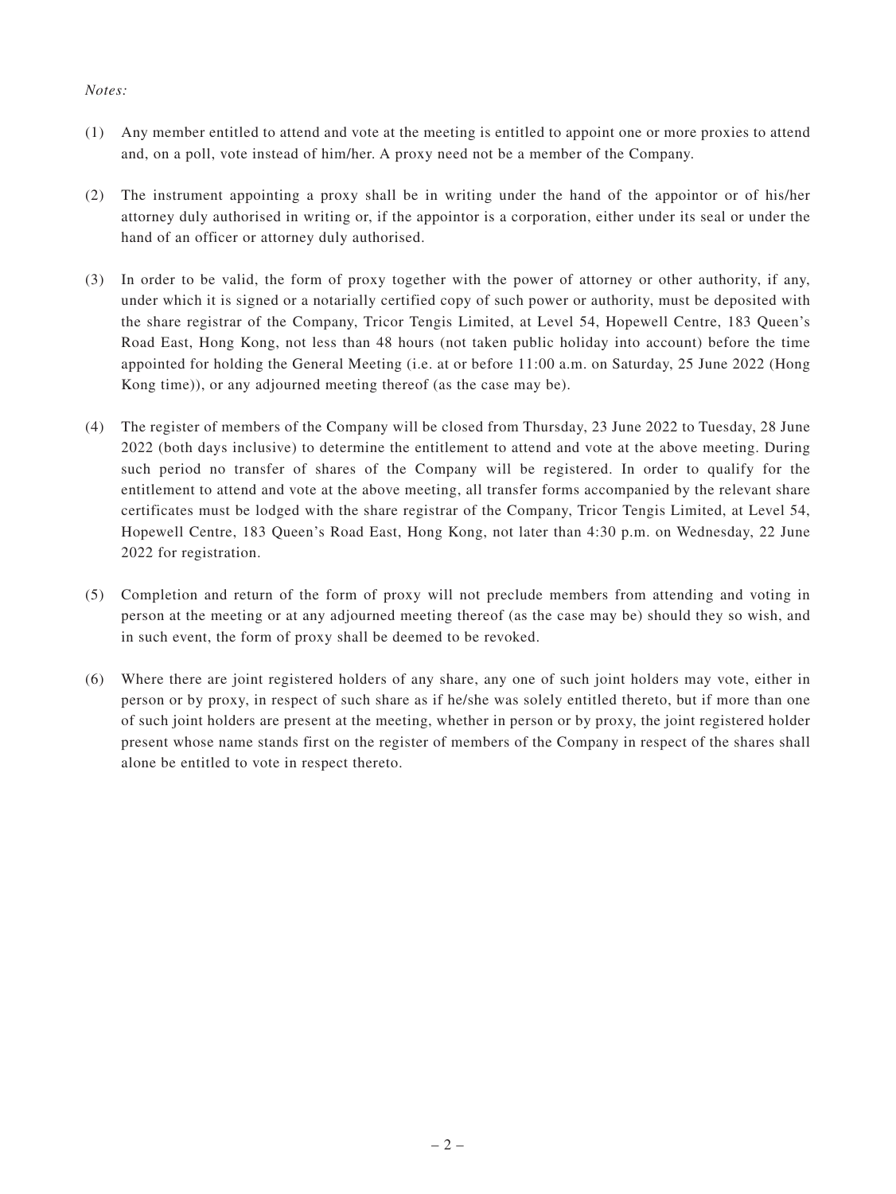*Notes:*

(1) Any member entitled to attend and vote at the meeting is entitled to appoint one or more proxies to attend and, on a poll, vote instead of him/her. A proxy need not be a member of the Company.

(2) The instrument appointing a proxy shall be in writing under the hand of the appointor or of his/her attorney duly authorised in writing or, if the appointor is a corporation, either under its seal or under the hand of an officer or attorney duly authorised.

(3) In order to be valid, the form of proxy together with the power of attorney or other authority, if any, under which it is signed or a notarially certified copy of such power or authority, must be deposited with the share registrar of the Company, Tricor Tengis Limited, at Level 54, Hopewell Centre, 183 Queen's Road East, Hong Kong, not less than 48 hours (not taken public holiday into account) before the time appointed for holding the General Meeting (i.e. at or before 11:00 a.m. on Saturday, 25 June 2022 (Hong Kong time)), or any adjourned meeting thereof (as the case may be).

(4) The register of members of the Company will be closed from Thursday, 23 June 2022 to Tuesday, 28 June 2022 (both days inclusive) to determine the entitlement to attend and vote at the above meeting. During such period no transfer of shares of the Company will be registered. In order to qualify for the entitlement to attend and vote at the above meeting, all transfer forms accompanied by the relevant share certificates must be lodged with the share registrar of the Company, Tricor Tengis Limited, at Level 54, Hopewell Centre, 183 Queen's Road East, Hong Kong, not later than 4:30 p.m. on Wednesday, 22 June 2022 for registration.

(5) Completion and return of the form of proxy will not preclude members from attending and voting in person at the meeting or at any adjourned meeting thereof (as the case may be) should they so wish, and in such event, the form of proxy shall be deemed to be revoked.

(6) Where there are joint registered holders of any share, any one of such joint holders may vote, either in person or by proxy, in respect of such share as if he/she was solely entitled thereto, but if more than one of such joint holders are present at the meeting, whether in person or by proxy, the joint registered holder present whose name stands first on the register of members of the Company in respect of the shares shall alone be entitled to vote in respect thereto.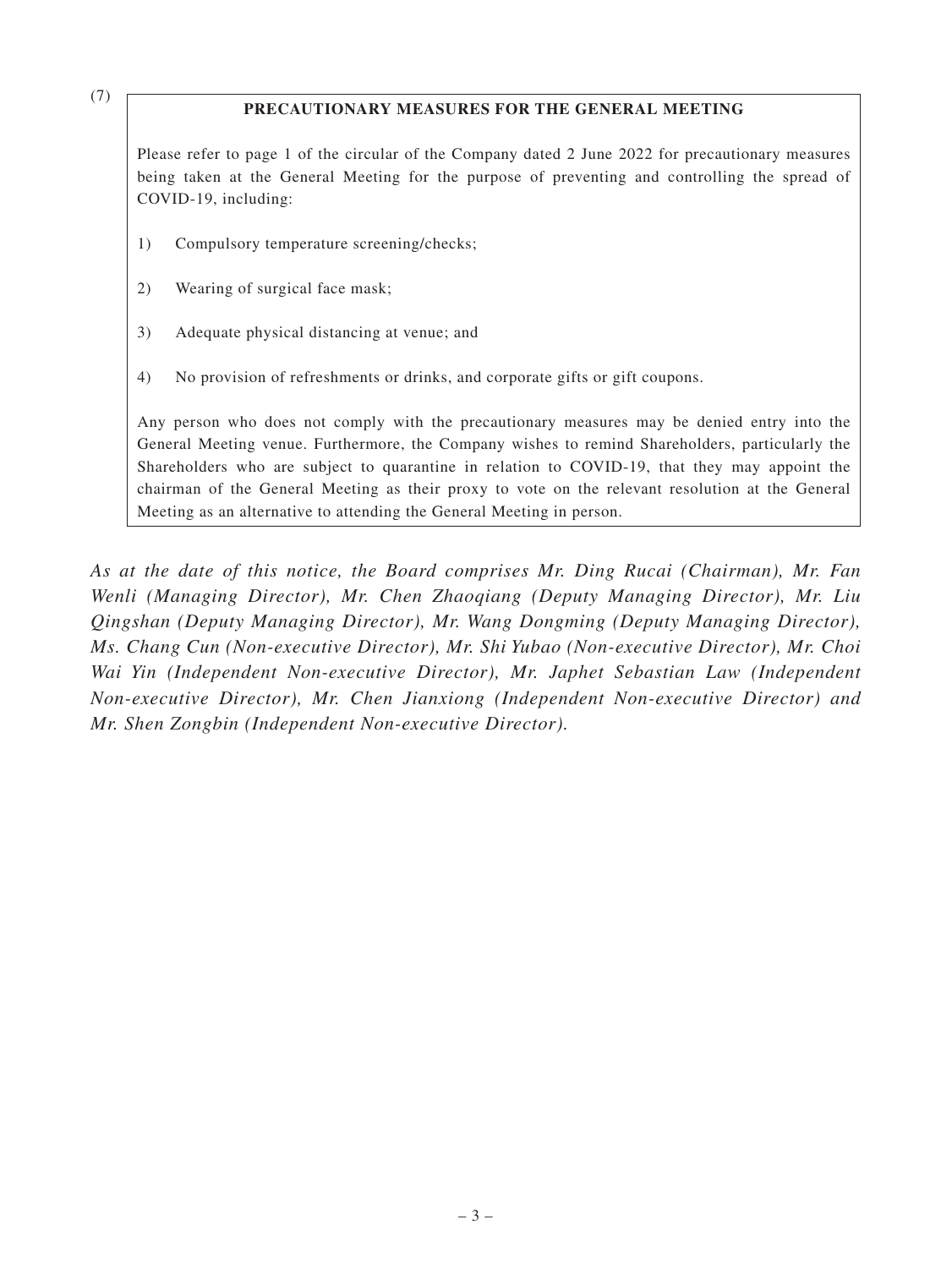(7)

**PRECAUTIONARY MEASURES FOR THE GENERAL MEETING**

Please refer to page 1 of the circular of the Company dated 2 June 2022 for precautionary measures being taken at the General Meeting for the purpose of preventing and controlling the spread of COVID-19, including:

1) Compulsory temperature screening/checks;

2) Wearing of surgical face mask;

3) Adequate physical distancing at venue; and

4) No provision of refreshments or drinks, and corporate gifts or gift coupons.

Any person who does not comply with the precautionary measures may be denied entry into the General Meeting venue. Furthermore, the Company wishes to remind Shareholders, particularly the Shareholders who are subject to quarantine in relation to COVID-19, that they may appoint the chairman of the General Meeting as their proxy to vote on the relevant resolution at the General Meeting as an alternative to attending the General Meeting in person.

*As at the date of this notice, the Board comprises Mr. Ding Rucai (Chairman), Mr. Fan Wenli (Managing Director), Mr. Chen Zhaoqiang (Deputy Managing Director), Mr. Liu Qingshan (Deputy Managing Director), Mr. Wang Dongming (Deputy Managing Director), Ms. Chang Cun (Non-executive Director), Mr. Shi Yubao (Non-executive Director), Mr. Choi Wai Yin (Independent Non-executive Director), Mr. Japhet Sebastian Law (Independent Non-executive Director), Mr. Chen Jianxiong (Independent Non-executive Director) and Mr. Shen Zongbin (Independent Non-executive Director).*